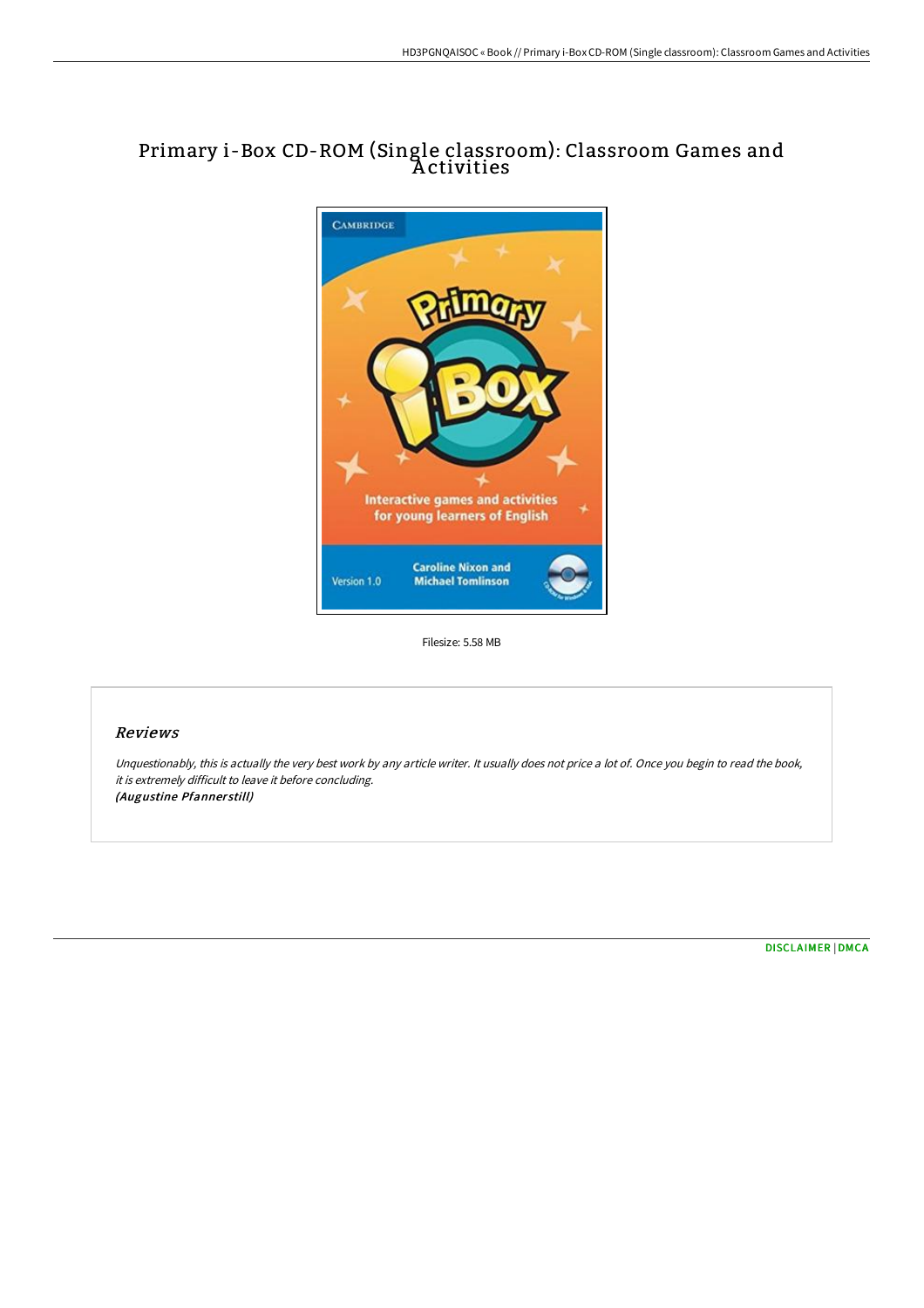# Primary i-Box CD-ROM (Single classroom): Classroom Games and Activities

Filesize: 5.58 MB

## *Reviews*

*Unquestionably, this is actually the very best work by any article writer. It usually does not price a lot of. Once you begin to read the book, it is extremely difficult to leave it before concluding.*
***(Augustine Pfannerstill)***

DISCLAIMER | DMCA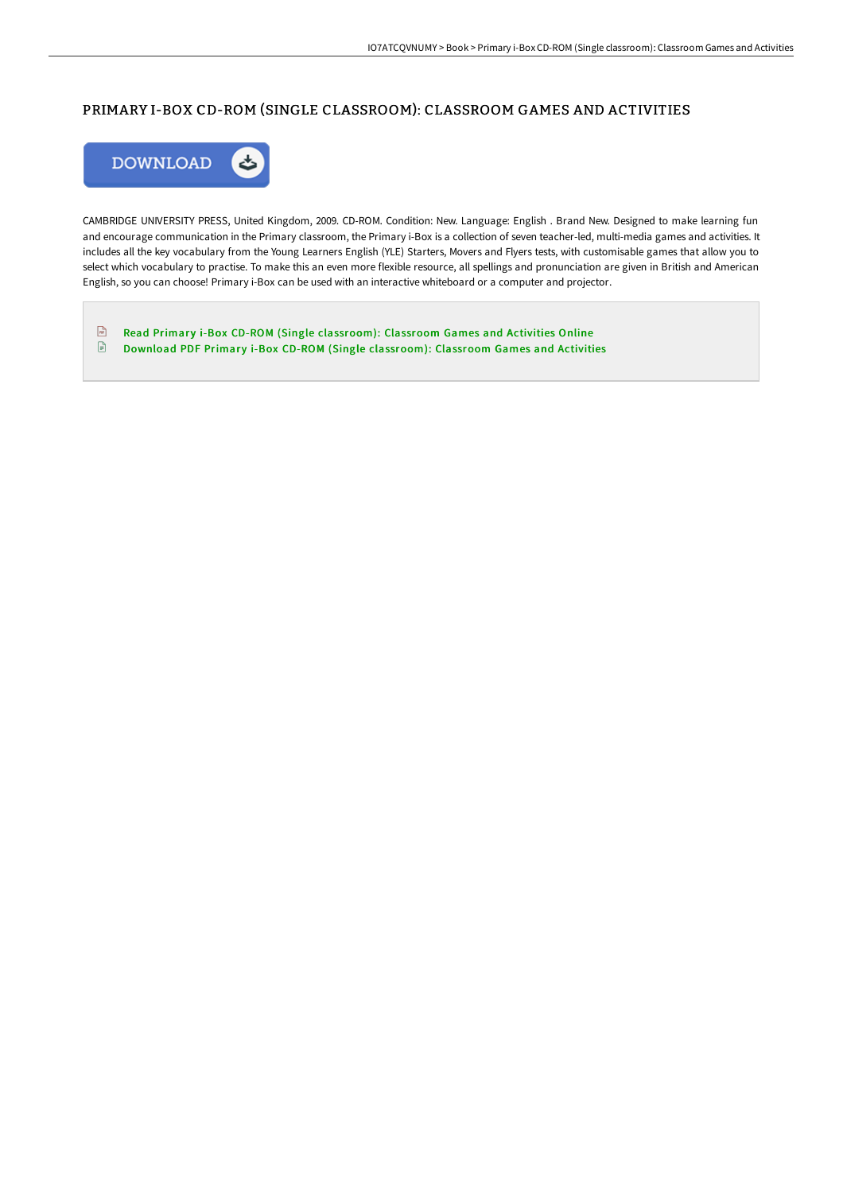# PRIMARY I-BOX CD-ROM (SINGLE CLASSROOM): CLASSROOM GAMES AND ACTIVITIES

CAMBRIDGE UNIVERSITY PRESS, United Kingdom, 2009. CD-ROM. Condition: New. Language: English . Brand New. Designed to make learning fun and encourage communication in the Primary classroom, the Primary i-Box is a collection of seven teacher-led, multi-media games and activities. It includes all the key vocabulary from the Young Learners English (YLE) Starters, Movers and Flyers tests, with customisable games that allow you to select which vocabulary to practise. To make this an even more flexible resource, all spellings and pronunciation are given in British and American English, so you can choose! Primary i-Box can be used with an interactive whiteboard or a computer and projector.

- Read Primary i-Box CD-ROM (Single classroom): Classroom Games and Activities Online
- Download PDF Primary i-Box CD-ROM (Single classroom): Classroom Games and Activities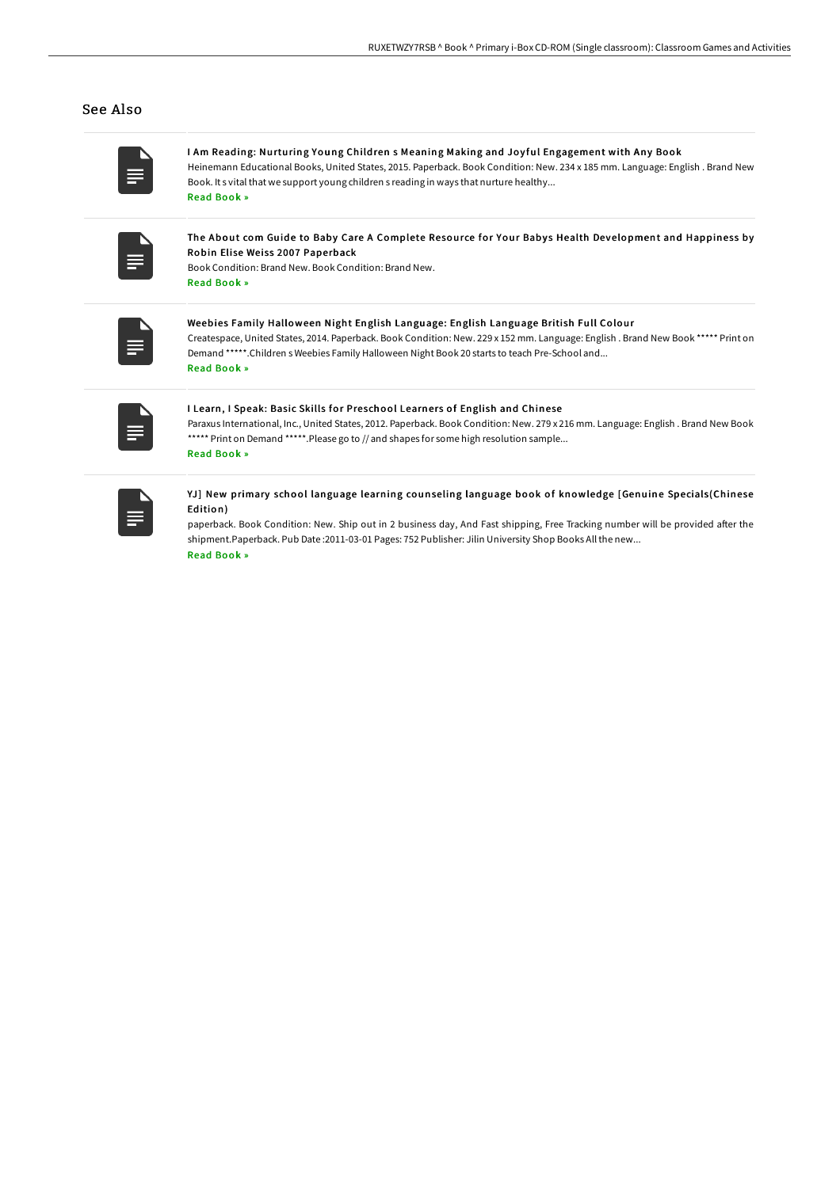## See Also

**I Am Reading: Nurturing Young Children s Meaning Making and Joyful Engagement with Any Book**

Heinemann Educational Books, United States, 2015. Paperback. Book Condition: New. 234 x 185 mm. Language: English . Brand New Book. It s vital that we support young children s reading in ways that nurture healthy...

Read Book »

**The About com Guide to Baby Care A Complete Resource for Your Babys Health Development and Happiness by Robin Elise Weiss 2007 Paperback**

Book Condition: Brand New. Book Condition: Brand New.

Read Book »

**Weebies Family Halloween Night English Language: English Language British Full Colour**

Createspace, United States, 2014. Paperback. Book Condition: New. 229 x 152 mm. Language: English . Brand New Book ***** Print on Demand *****.Children s Weebies Family Halloween Night Book 20 starts to teach Pre-School and...

Read Book »

**I Learn, I Speak: Basic Skills for Preschool Learners of English and Chinese**

Paraxus International, Inc., United States, 2012. Paperback. Book Condition: New. 279 x 216 mm. Language: English . Brand New Book ***** Print on Demand *****.Please go to // and shapes for some high resolution sample...

Read Book »

**YJ] New primary school language learning counseling language book of knowledge [Genuine Specials(Chinese Edition)**

paperback. Book Condition: New. Ship out in 2 business day, And Fast shipping, Free Tracking number will be provided after the shipment.Paperback. Pub Date :2011-03-01 Pages: 752 Publisher: Jilin University Shop Books All the new...

Read Book »